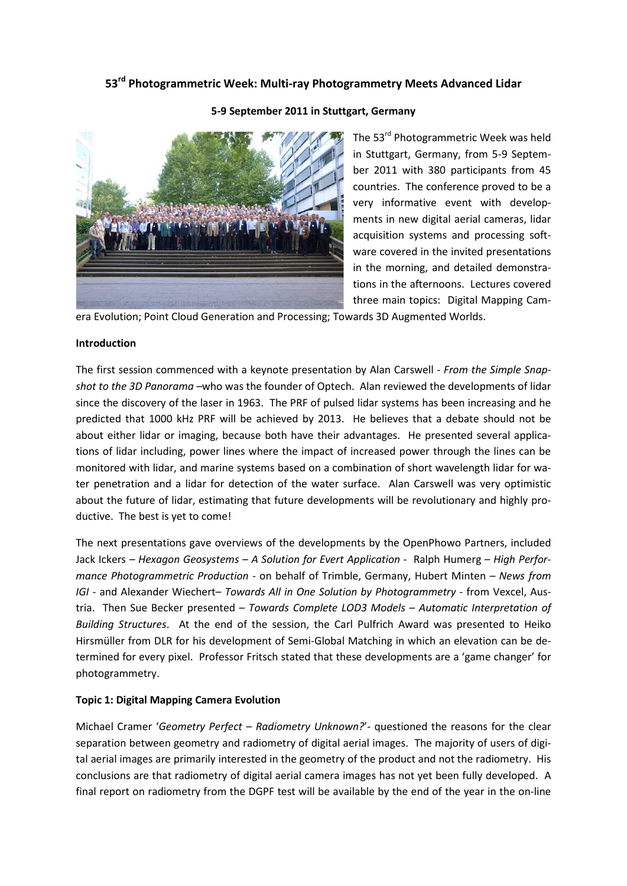# 53rd Photogrammetric Week: Multi-ray Photogrammetry Meets Advanced Lidar

**5-9 September 2011 in Stuttgart, Germany**

The 53rd Photogrammetric Week was held in Stuttgart, Germany, from 5-9 September 2011 with 380 participants from 45 countries. The conference proved to be a very informative event with developments in new digital aerial cameras, lidar acquisition systems and processing software covered in the invited presentations in the morning, and detailed demonstrations in the afternoons. Lectures covered three main topics: Digital Mapping Camera Evolution; Point Cloud Generation and Processing; Towards 3D Augmented Worlds.

**Introduction**

The first session commenced with a keynote presentation by Alan Carswell - *From the Simple Snapshot to the 3D Panorama* –who was the founder of Optech. Alan reviewed the developments of lidar since the discovery of the laser in 1963. The PRF of pulsed lidar systems has been increasing and he predicted that 1000 kHz PRF will be achieved by 2013. He believes that a debate should not be about either lidar or imaging, because both have their advantages. He presented several applications of lidar including, power lines where the impact of increased power through the lines can be monitored with lidar, and marine systems based on a combination of short wavelength lidar for water penetration and a lidar for detection of the water surface. Alan Carswell was very optimistic about the future of lidar, estimating that future developments will be revolutionary and highly productive. The best is yet to come!

The next presentations gave overviews of the developments by the OpenPhowo Partners, included Jack Ickers – *Hexagon Geosystems – A Solution for Evert Application* - Ralph Humerg – *High Performance Photogrammetric Production* - on behalf of Trimble, Germany, Hubert Minten – *News from IGI* - and Alexander Wiechert– *Towards All in One Solution by Photogrammetry* - from Vexcel, Austria. Then Sue Becker presented – *Towards Complete LOD3 Models – Automatic Interpretation of Building Structures*. At the end of the session, the Carl Pulfrich Award was presented to Heiko Hirsmüller from DLR for his development of Semi-Global Matching in which an elevation can be determined for every pixel. Professor Fritsch stated that these developments are a 'game changer' for photogrammetry.

**Topic 1: Digital Mapping Camera Evolution**

Michael Cramer '*Geometry Perfect – Radiometry Unknown?*'- questioned the reasons for the clear separation between geometry and radiometry of digital aerial images. The majority of users of digital aerial images are primarily interested in the geometry of the product and not the radiometry. His conclusions are that radiometry of digital aerial camera images has not yet been fully developed. A final report on radiometry from the DGPF test will be available by the end of the year in the on-line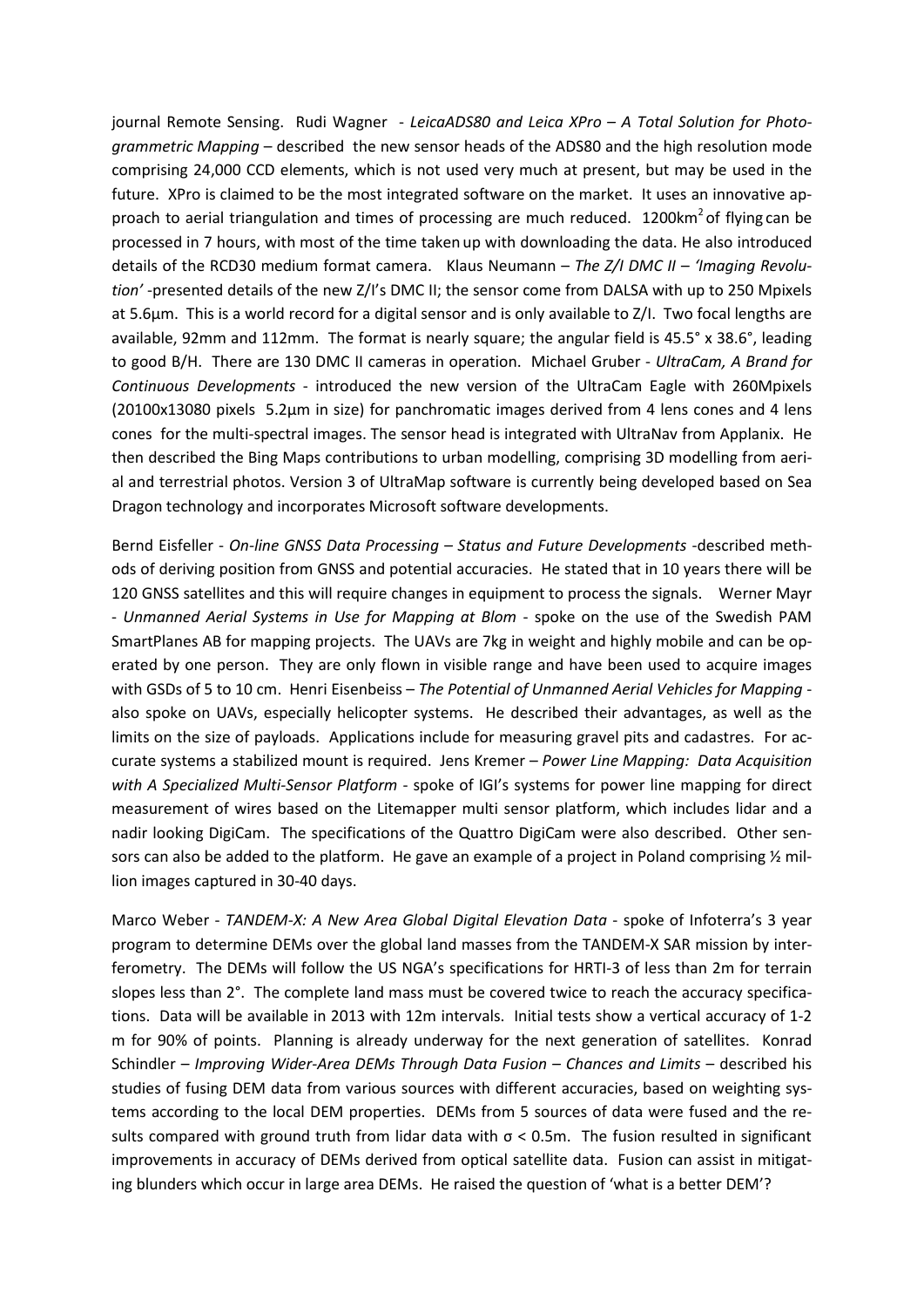journal Remote Sensing. Rudi Wagner - *LeicaADS80 and Leica XPro – A Total Solution for Photogrammetric Mapping* – described the new sensor heads of the ADS80 and the high resolution mode comprising 24,000 CCD elements, which is not used very much at present, but may be used in the future. XPro is claimed to be the most integrated software on the market. It uses an innovative approach to aerial triangulation and times of processing are much reduced. 1200km$^2$ of flying can be processed in 7 hours, with most of the time taken up with downloading the data. He also introduced details of the RCD30 medium format camera. Klaus Neumann – *The Z/I DMC II – 'Imaging Revolution'* -presented details of the new Z/I's DMC II; the sensor come from DALSA with up to 250 Mpixels at 5.6µm. This is a world record for a digital sensor and is only available to Z/I. Two focal lengths are available, 92mm and 112mm. The format is nearly square; the angular field is 45.5° x 38.6°, leading to good B/H. There are 130 DMC II cameras in operation. Michael Gruber - *UltraCam, A Brand for Continuous Developments* - introduced the new version of the UltraCam Eagle with 260Mpixels (20100x13080 pixels 5.2µm in size) for panchromatic images derived from 4 lens cones and 4 lens cones for the multi-spectral images. The sensor head is integrated with UltraNav from Applanix. He then described the Bing Maps contributions to urban modelling, comprising 3D modelling from aerial and terrestrial photos. Version 3 of UltraMap software is currently being developed based on Sea Dragon technology and incorporates Microsoft software developments.

Bernd Eisfeller - *On-line GNSS Data Processing – Status and Future Developments* -described methods of deriving position from GNSS and potential accuracies. He stated that in 10 years there will be 120 GNSS satellites and this will require changes in equipment to process the signals. Werner Mayr - *Unmanned Aerial Systems in Use for Mapping at Blom* - spoke on the use of the Swedish PAM SmartPlanes AB for mapping projects. The UAVs are 7kg in weight and highly mobile and can be operated by one person. They are only flown in visible range and have been used to acquire images with GSDs of 5 to 10 cm. Henri Eisenbeiss – *The Potential of Unmanned Aerial Vehicles for Mapping* - also spoke on UAVs, especially helicopter systems. He described their advantages, as well as the limits on the size of payloads. Applications include for measuring gravel pits and cadastres. For accurate systems a stabilized mount is required. Jens Kremer – *Power Line Mapping: Data Acquisition with A Specialized Multi-Sensor Platform* - spoke of IGI's systems for power line mapping for direct measurement of wires based on the Litemapper multi sensor platform, which includes lidar and a nadir looking DigiCam. The specifications of the Quattro DigiCam were also described. Other sensors can also be added to the platform. He gave an example of a project in Poland comprising ½ million images captured in 30-40 days.

Marco Weber - *TANDEM-X: A New Area Global Digital Elevation Data* - spoke of Infoterra's 3 year program to determine DEMs over the global land masses from the TANDEM-X SAR mission by interferometry. The DEMs will follow the US NGA's specifications for HRTI-3 of less than 2m for terrain slopes less than 2°. The complete land mass must be covered twice to reach the accuracy specifications. Data will be available in 2013 with 12m intervals. Initial tests show a vertical accuracy of 1-2 m for 90% of points. Planning is already underway for the next generation of satellites. Konrad Schindler – *Improving Wider-Area DEMs Through Data Fusion – Chances and Limits* – described his studies of fusing DEM data from various sources with different accuracies, based on weighting systems according to the local DEM properties. DEMs from 5 sources of data were fused and the results compared with ground truth from lidar data with $\sigma < 0.5$m. The fusion resulted in significant improvements in accuracy of DEMs derived from optical satellite data. Fusion can assist in mitigating blunders which occur in large area DEMs. He raised the question of 'what is a better DEM'?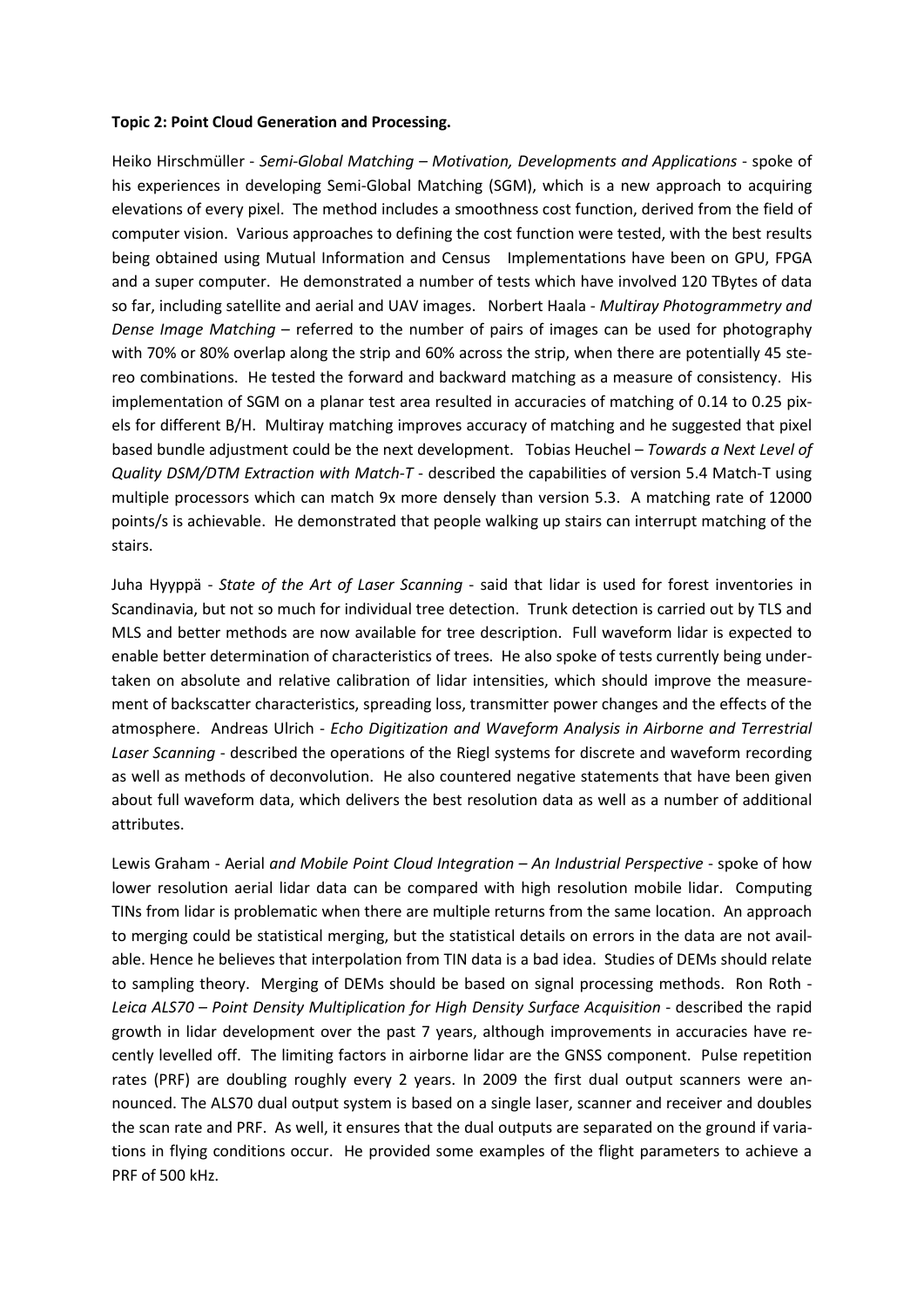**Topic 2: Point Cloud Generation and Processing.**

Heiko Hirschmüller - *Semi-Global Matching – Motivation, Developments and Applications* - spoke of his experiences in developing Semi-Global Matching (SGM), which is a new approach to acquiring elevations of every pixel. The method includes a smoothness cost function, derived from the field of computer vision. Various approaches to defining the cost function were tested, with the best results being obtained using Mutual Information and Census Implementations have been on GPU, FPGA and a super computer. He demonstrated a number of tests which have involved 120 TBytes of data so far, including satellite and aerial and UAV images. Norbert Haala - *Multiray Photogrammetry and Dense Image Matching* – referred to the number of pairs of images can be used for photography with 70% or 80% overlap along the strip and 60% across the strip, when there are potentially 45 stereo combinations. He tested the forward and backward matching as a measure of consistency. His implementation of SGM on a planar test area resulted in accuracies of matching of 0.14 to 0.25 pixels for different B/H. Multiray matching improves accuracy of matching and he suggested that pixel based bundle adjustment could be the next development. Tobias Heuchel – *Towards a Next Level of Quality DSM/DTM Extraction with Match-T* - described the capabilities of version 5.4 Match-T using multiple processors which can match 9x more densely than version 5.3. A matching rate of 12000 points/s is achievable. He demonstrated that people walking up stairs can interrupt matching of the stairs.

Juha Hyyppä - *State of the Art of Laser Scanning* - said that lidar is used for forest inventories in Scandinavia, but not so much for individual tree detection. Trunk detection is carried out by TLS and MLS and better methods are now available for tree description. Full waveform lidar is expected to enable better determination of characteristics of trees. He also spoke of tests currently being undertaken on absolute and relative calibration of lidar intensities, which should improve the measurement of backscatter characteristics, spreading loss, transmitter power changes and the effects of the atmosphere. Andreas Ulrich - *Echo Digitization and Waveform Analysis in Airborne and Terrestrial Laser Scanning* - described the operations of the Riegl systems for discrete and waveform recording as well as methods of deconvolution. He also countered negative statements that have been given about full waveform data, which delivers the best resolution data as well as a number of additional attributes.

Lewis Graham - Aerial *and Mobile Point Cloud Integration – An Industrial Perspective* - spoke of how lower resolution aerial lidar data can be compared with high resolution mobile lidar. Computing TINs from lidar is problematic when there are multiple returns from the same location. An approach to merging could be statistical merging, but the statistical details on errors in the data are not available. Hence he believes that interpolation from TIN data is a bad idea. Studies of DEMs should relate to sampling theory. Merging of DEMs should be based on signal processing methods. Ron Roth - *Leica ALS70 – Point Density Multiplication for High Density Surface Acquisition* - described the rapid growth in lidar development over the past 7 years, although improvements in accuracies have recently levelled off. The limiting factors in airborne lidar are the GNSS component. Pulse repetition rates (PRF) are doubling roughly every 2 years. In 2009 the first dual output scanners were announced. The ALS70 dual output system is based on a single laser, scanner and receiver and doubles the scan rate and PRF. As well, it ensures that the dual outputs are separated on the ground if variations in flying conditions occur. He provided some examples of the flight parameters to achieve a PRF of 500 kHz.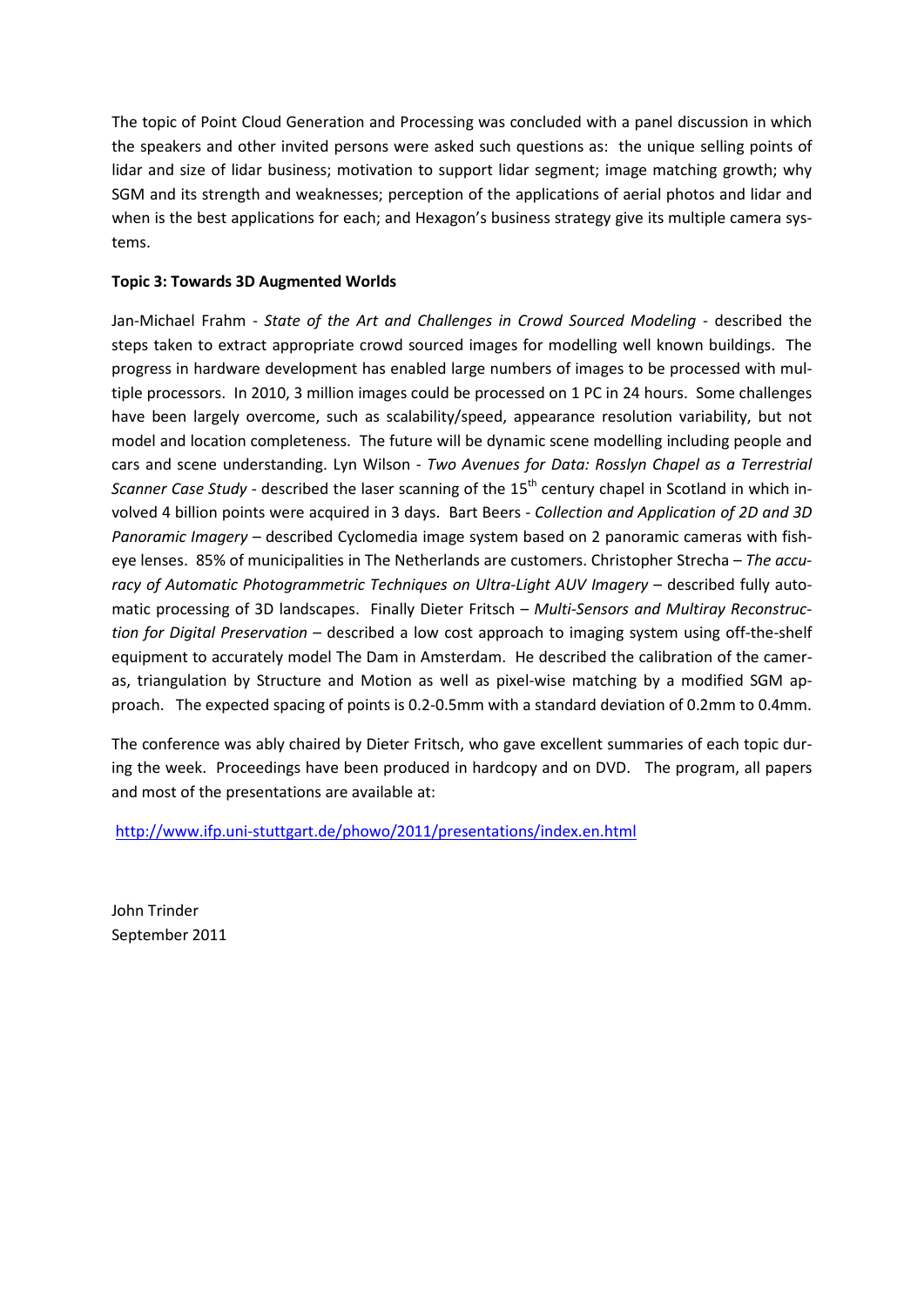The topic of Point Cloud Generation and Processing was concluded with a panel discussion in which the speakers and other invited persons were asked such questions as: the unique selling points of lidar and size of lidar business; motivation to support lidar segment; image matching growth; why SGM and its strength and weaknesses; perception of the applications of aerial photos and lidar and when is the best applications for each; and Hexagon's business strategy give its multiple camera systems.

**Topic 3: Towards 3D Augmented Worlds**

Jan-Michael Frahm - *State of the Art and Challenges in Crowd Sourced Modeling* - described the steps taken to extract appropriate crowd sourced images for modelling well known buildings. The progress in hardware development has enabled large numbers of images to be processed with multiple processors. In 2010, 3 million images could be processed on 1 PC in 24 hours. Some challenges have been largely overcome, such as scalability/speed, appearance resolution variability, but not model and location completeness. The future will be dynamic scene modelling including people and cars and scene understanding. Lyn Wilson - *Two Avenues for Data: Rosslyn Chapel as a Terrestrial Scanner Case Study* - described the laser scanning of the 15$^{th}$ century chapel in Scotland in which involved 4 billion points were acquired in 3 days. Bart Beers - *Collection and Application of 2D and 3D Panoramic Imagery* – described Cyclomedia image system based on 2 panoramic cameras with fisheye lenses. 85% of municipalities in The Netherlands are customers. Christopher Strecha – *The accuracy of Automatic Photogrammetric Techniques on Ultra-Light AUV Imagery* – described fully automatic processing of 3D landscapes. Finally Dieter Fritsch – *Multi-Sensors and Multiray Reconstruction for Digital Preservation* – described a low cost approach to imaging system using off-the-shelf equipment to accurately model The Dam in Amsterdam. He described the calibration of the cameras, triangulation by Structure and Motion as well as pixel-wise matching by a modified SGM approach. The expected spacing of points is 0.2-0.5mm with a standard deviation of 0.2mm to 0.4mm.

The conference was ably chaired by Dieter Fritsch, who gave excellent summaries of each topic during the week. Proceedings have been produced in hardcopy and on DVD. The program, all papers and most of the presentations are available at:

http://www.ifp.uni-stuttgart.de/phowo/2011/presentations/index.en.html

John Trinder
September 2011